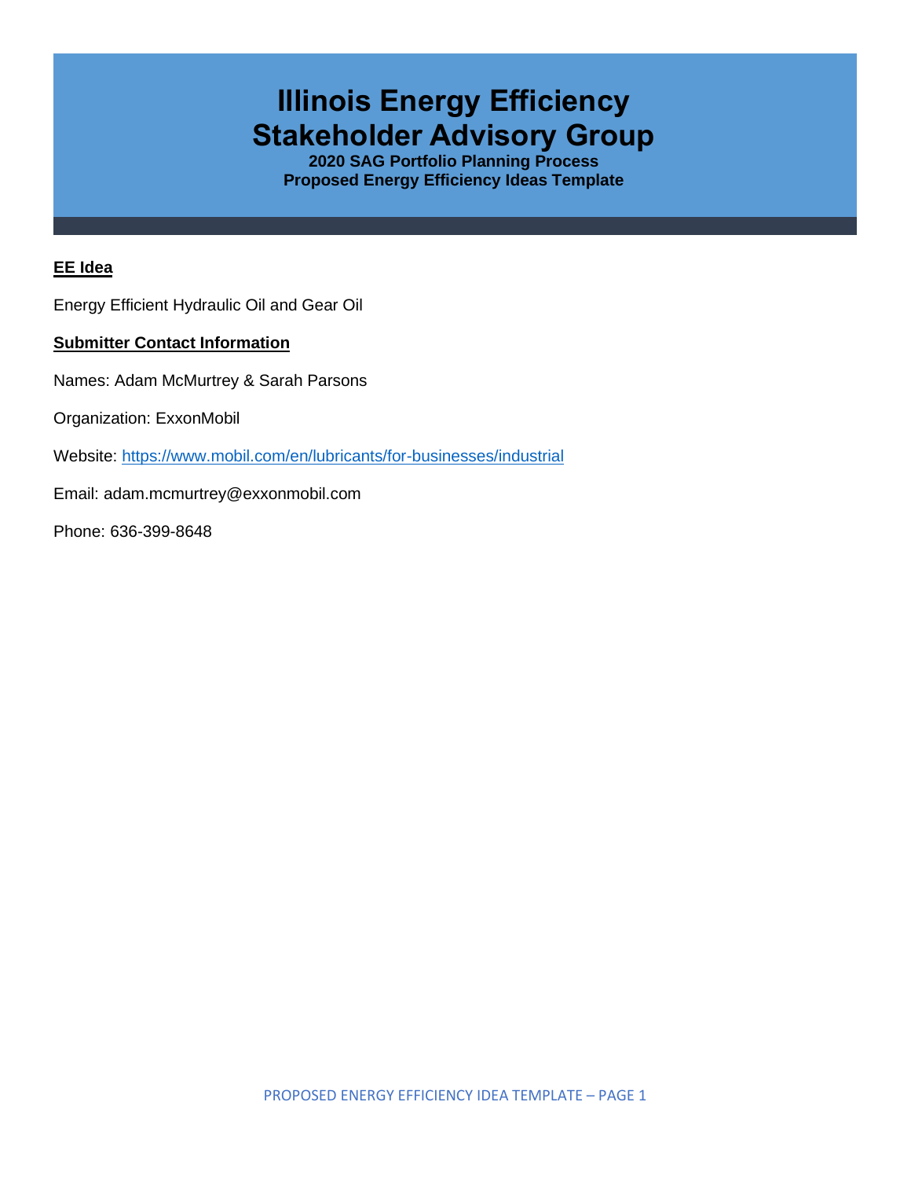# Illinois Energy Efficiency Stakeholder Advisory Group

**2020 SAG Portfolio Planning Process**
**Proposed Energy Efficiency Ideas Template**

**EE Idea**

Energy Efficient Hydraulic Oil and Gear Oil

**Submitter Contact Information**

Names: Adam McMurtrey & Sarah Parsons

Organization: ExxonMobil

Website: https://www.mobil.com/en/lubricants/for-businesses/industrial

Email: adam.mcmurtrey@exxonmobil.com

Phone: 636-399-8648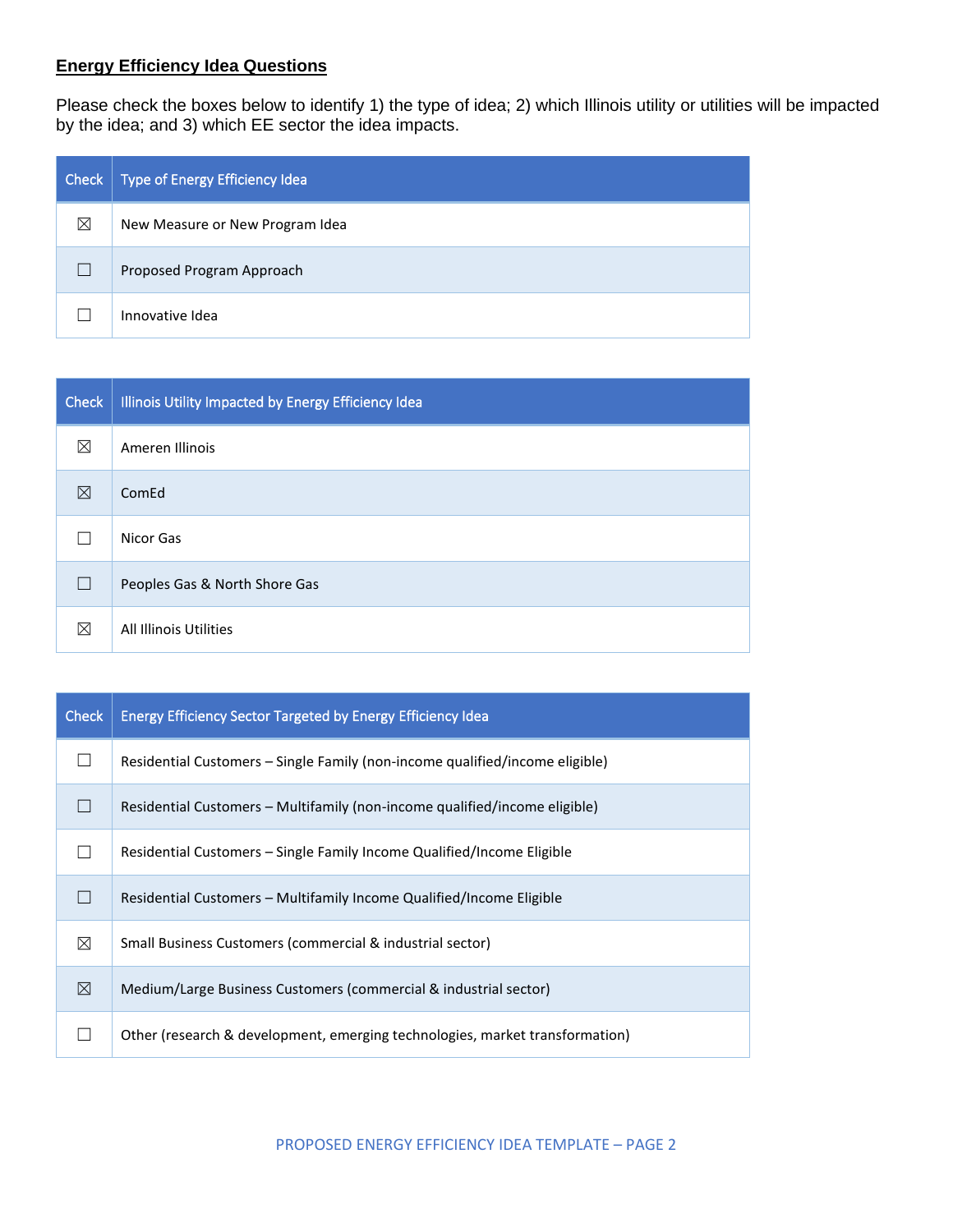## Energy Efficiency Idea Questions

Please check the boxes below to identify 1) the type of idea; 2) which Illinois utility or utilities will be impacted by the idea; and 3) which EE sector the idea impacts.

| Check | Type of Energy Efficiency Idea |
|---|---|
| ☒ | New Measure or New Program Idea |
| ☐ | Proposed Program Approach |
| ☐ | Innovative Idea |

| Check | Illinois Utility Impacted by Energy Efficiency Idea |
|---|---|
| ☒ | Ameren Illinois |
| ☒ | ComEd |
| ☐ | Nicor Gas |
| ☐ | Peoples Gas & North Shore Gas |
| ☒ | All Illinois Utilities |

| Check | Energy Efficiency Sector Targeted by Energy Efficiency Idea |
|---|---|
| ☐ | Residential Customers – Single Family (non-income qualified/income eligible) |
| ☐ | Residential Customers – Multifamily (non-income qualified/income eligible) |
| ☐ | Residential Customers – Single Family Income Qualified/Income Eligible |
| ☐ | Residential Customers – Multifamily Income Qualified/Income Eligible |
| ☒ | Small Business Customers (commercial & industrial sector) |
| ☒ | Medium/Large Business Customers (commercial & industrial sector) |
| ☐ | Other (research & development, emerging technologies, market transformation) |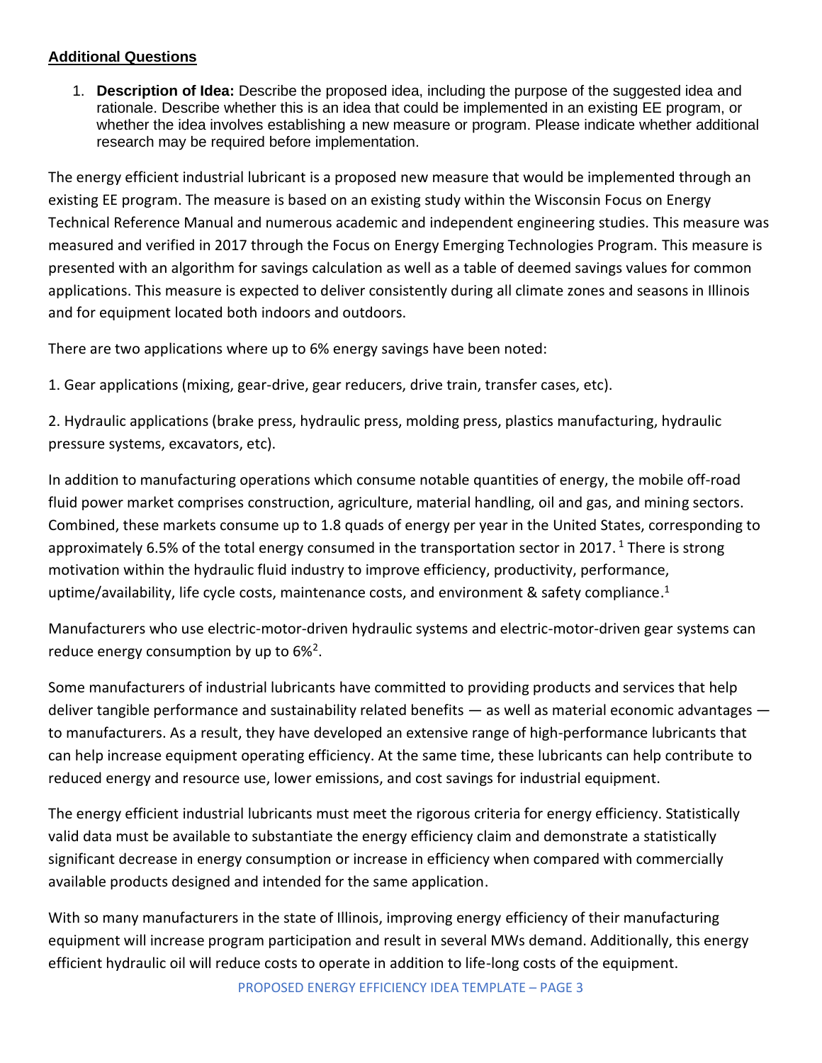## Additional Questions

1. **Description of Idea:** Describe the proposed idea, including the purpose of the suggested idea and rationale. Describe whether this is an idea that could be implemented in an existing EE program, or whether the idea involves establishing a new measure or program. Please indicate whether additional research may be required before implementation.

The energy efficient industrial lubricant is a proposed new measure that would be implemented through an existing EE program. The measure is based on an existing study within the Wisconsin Focus on Energy Technical Reference Manual and numerous academic and independent engineering studies. This measure was measured and verified in 2017 through the Focus on Energy Emerging Technologies Program. This measure is presented with an algorithm for savings calculation as well as a table of deemed savings values for common applications. This measure is expected to deliver consistently during all climate zones and seasons in Illinois and for equipment located both indoors and outdoors.

There are two applications where up to 6% energy savings have been noted:

1. Gear applications (mixing, gear-drive, gear reducers, drive train, transfer cases, etc).

2. Hydraulic applications (brake press, hydraulic press, molding press, plastics manufacturing, hydraulic pressure systems, excavators, etc).

In addition to manufacturing operations which consume notable quantities of energy, the mobile off-road fluid power market comprises construction, agriculture, material handling, oil and gas, and mining sectors. Combined, these markets consume up to 1.8 quads of energy per year in the United States, corresponding to approximately 6.5% of the total energy consumed in the transportation sector in 2017. [1] There is strong motivation within the hydraulic fluid industry to improve efficiency, productivity, performance, uptime/availability, life cycle costs, maintenance costs, and environment & safety compliance.[1]

Manufacturers who use electric-motor-driven hydraulic systems and electric-motor-driven gear systems can reduce energy consumption by up to 6%[2].

Some manufacturers of industrial lubricants have committed to providing products and services that help deliver tangible performance and sustainability related benefits — as well as material economic advantages — to manufacturers. As a result, they have developed an extensive range of high-performance lubricants that can help increase equipment operating efficiency. At the same time, these lubricants can help contribute to reduced energy and resource use, lower emissions, and cost savings for industrial equipment.

The energy efficient industrial lubricants must meet the rigorous criteria for energy efficiency. Statistically valid data must be available to substantiate the energy efficiency claim and demonstrate a statistically significant decrease in energy consumption or increase in efficiency when compared with commercially available products designed and intended for the same application.

With so many manufacturers in the state of Illinois, improving energy efficiency of their manufacturing equipment will increase program participation and result in several MWs demand. Additionally, this energy efficient hydraulic oil will reduce costs to operate in addition to life-long costs of the equipment.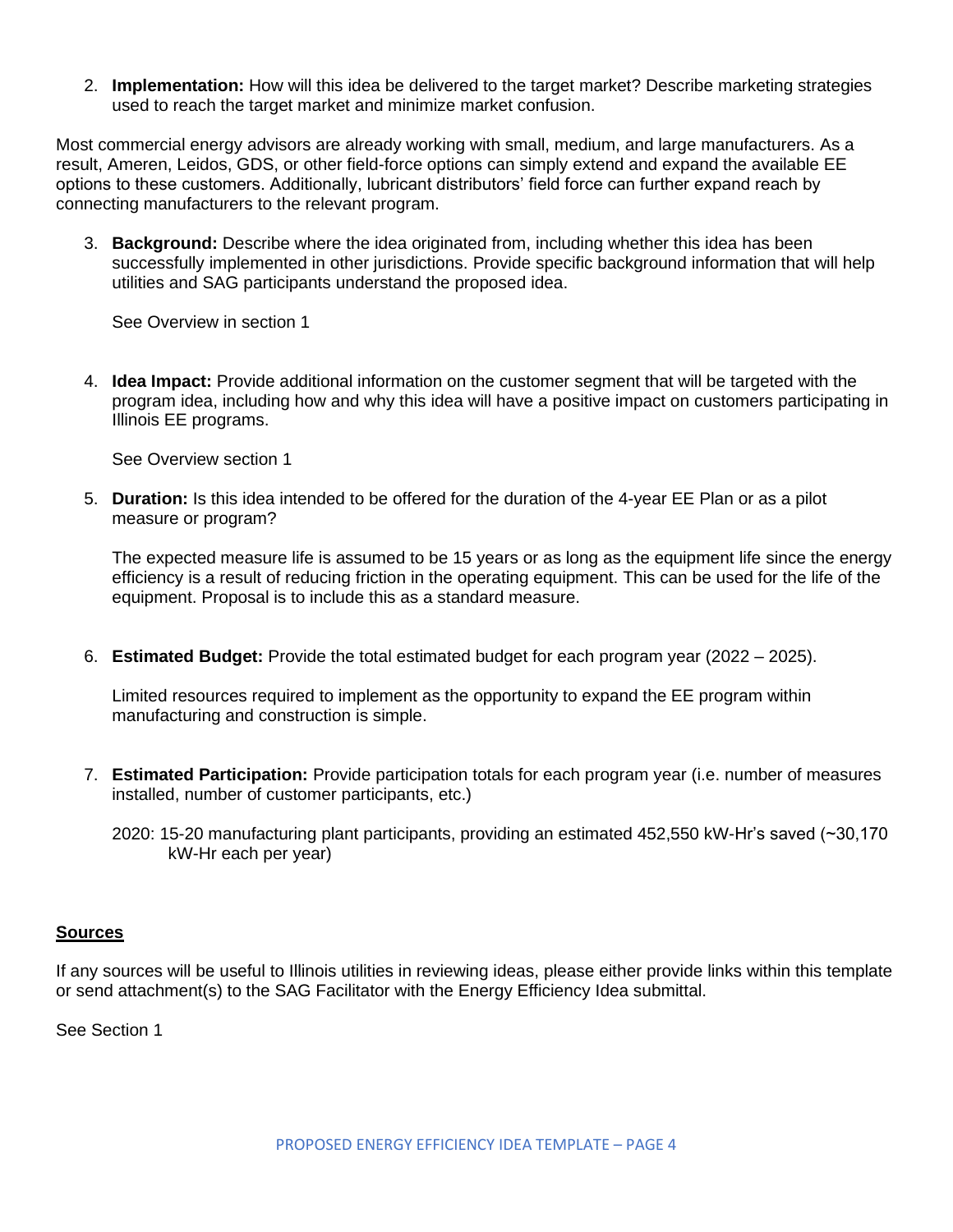2. **Implementation:** How will this idea be delivered to the target market? Describe marketing strategies used to reach the target market and minimize market confusion.

Most commercial energy advisors are already working with small, medium, and large manufacturers. As a result, Ameren, Leidos, GDS, or other field-force options can simply extend and expand the available EE options to these customers. Additionally, lubricant distributors' field force can further expand reach by connecting manufacturers to the relevant program.

3. **Background:** Describe where the idea originated from, including whether this idea has been successfully implemented in other jurisdictions. Provide specific background information that will help utilities and SAG participants understand the proposed idea.

   See Overview in section 1

4. **Idea Impact:** Provide additional information on the customer segment that will be targeted with the program idea, including how and why this idea will have a positive impact on customers participating in Illinois EE programs.

   See Overview section 1

5. **Duration:** Is this idea intended to be offered for the duration of the 4-year EE Plan or as a pilot measure or program?

   The expected measure life is assumed to be 15 years or as long as the equipment life since the energy efficiency is a result of reducing friction in the operating equipment. This can be used for the life of the equipment. Proposal is to include this as a standard measure.

6. **Estimated Budget:** Provide the total estimated budget for each program year (2022 – 2025).

   Limited resources required to implement as the opportunity to expand the EE program within manufacturing and construction is simple.

7. **Estimated Participation:** Provide participation totals for each program year (i.e. number of measures installed, number of customer participants, etc.)

   2020: 15-20 manufacturing plant participants, providing an estimated 452,550 kW-Hr's saved (~30,170 kW-Hr each per year)

**Sources**

If any sources will be useful to Illinois utilities in reviewing ideas, please either provide links within this template or send attachment(s) to the SAG Facilitator with the Energy Efficiency Idea submittal.

See Section 1